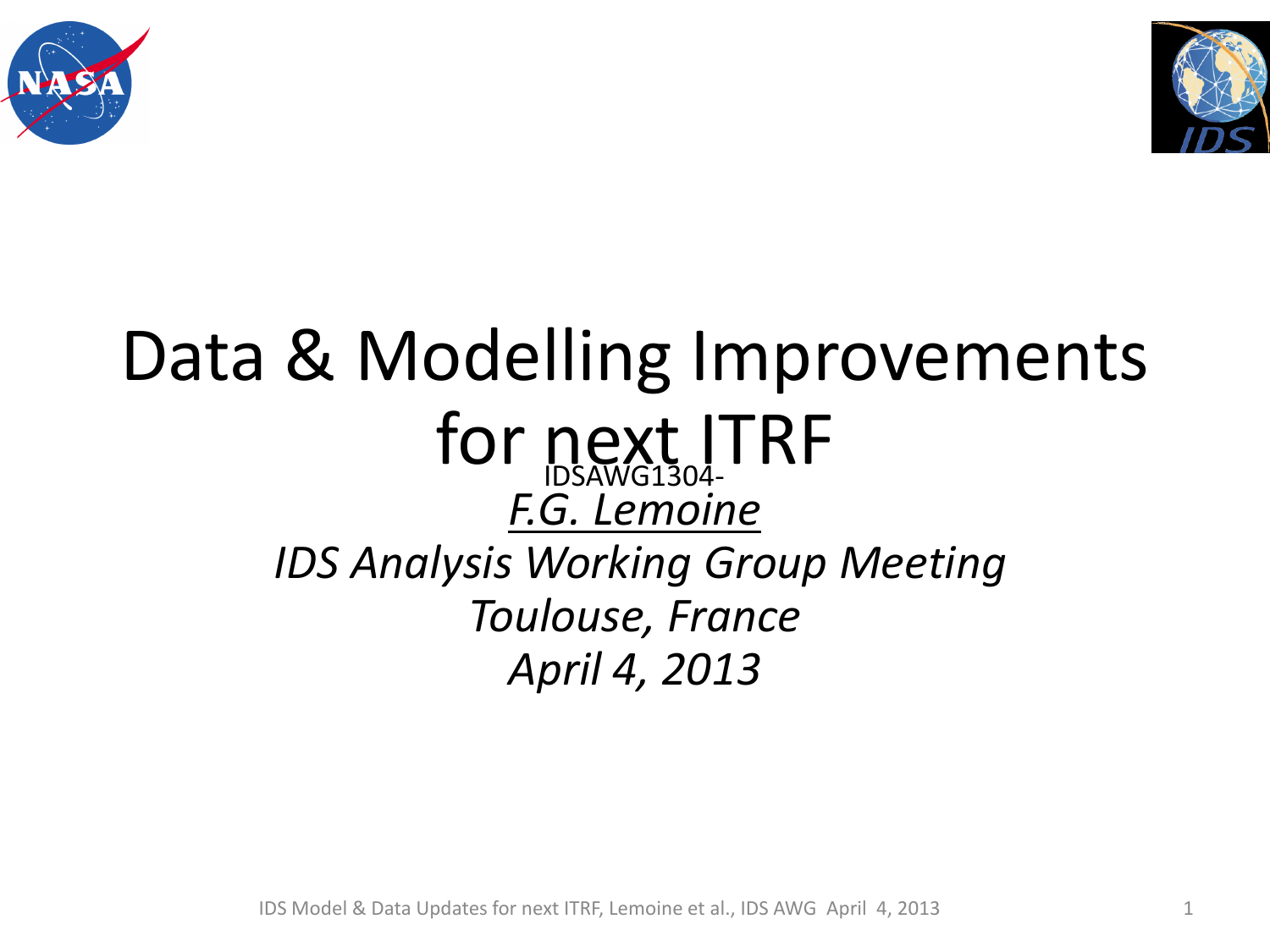# Data & Modelling Improvements for next ITRF

IDSAWG1304-

*F.G. Lemoine*

*IDS Analysis Working Group Meeting*

*Toulouse, France*

*April 4, 2013*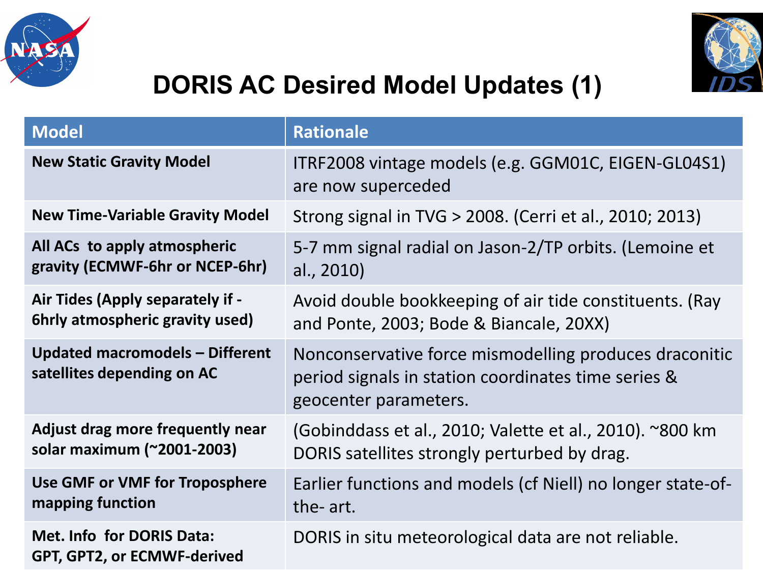# DORIS AC Desired Model Updates (1)

| Model | Rationale |
|---|---|
| **New Static Gravity Model** | ITRF2008 vintage models (e.g. GGM01C, EIGEN-GL04S1) are now superceded |
| **New Time-Variable Gravity Model** | Strong signal in TVG > 2008. (Cerri et al., 2010; 2013) |
| **All ACs to apply atmospheric gravity (ECMWF-6hr or NCEP-6hr)** | 5-7 mm signal radial on Jason-2/TP orbits. (Lemoine et al., 2010) |
| **Air Tides (Apply separately if - 6hrly atmospheric gravity used)** | Avoid double bookkeeping of air tide constituents. (Ray and Ponte, 2003; Bode & Biancale, 20XX) |
| **Updated macromodels – Different satellites depending on AC** | Nonconservative force mismodelling produces draconitic period signals in station coordinates time series & geocenter parameters. |
| **Adjust drag more frequently near solar maximum (~2001-2003)** | (Gobinddass et al., 2010; Valette et al., 2010). ~800 km DORIS satellites strongly perturbed by drag. |
| **Use GMF or VMF for Troposphere mapping function** | Earlier functions and models (cf Niell) no longer state-of-the- art. |
| **Met. Info for DORIS Data: GPT, GPT2, or ECMWF-derived** | DORIS in situ meteorological data are not reliable. |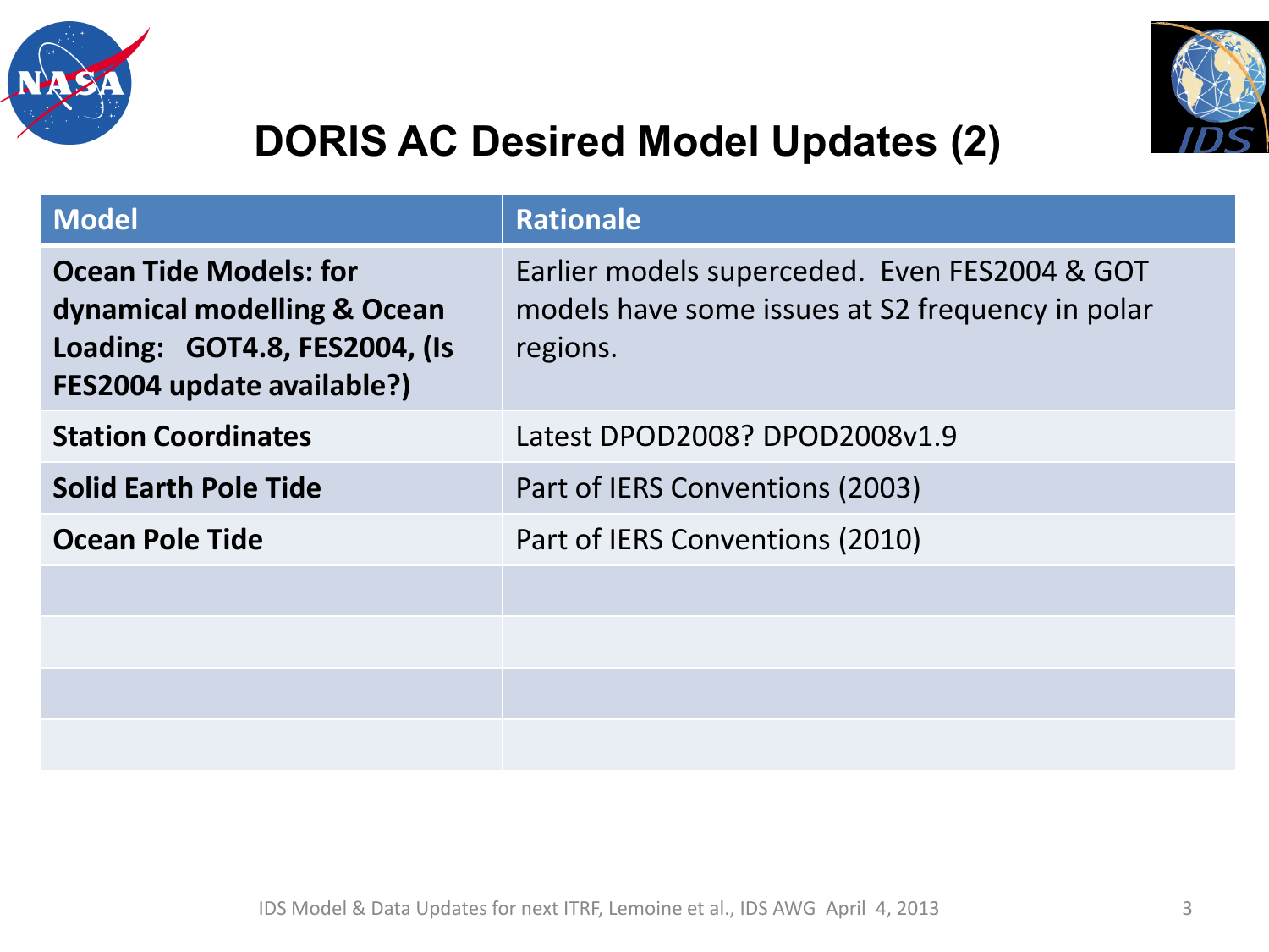# DORIS AC Desired Model Updates (2)

| Model | Rationale |
|---|---|
| **Ocean Tide Models: for dynamical modelling & Ocean Loading: GOT4.8, FES2004, (Is FES2004 update available?)** | Earlier models superceded. Even FES2004 & GOT models have some issues at S2 frequency in polar regions. |
| **Station Coordinates** | Latest DPOD2008? DPOD2008v1.9 |
| **Solid Earth Pole Tide** | Part of IERS Conventions (2003) |
| **Ocean Pole Tide** | Part of IERS Conventions (2010) |
| | |
| | |
| | |
| | |

IDS Model & Data Updates for next ITRF, Lemoine et al., IDS AWG April 4, 2013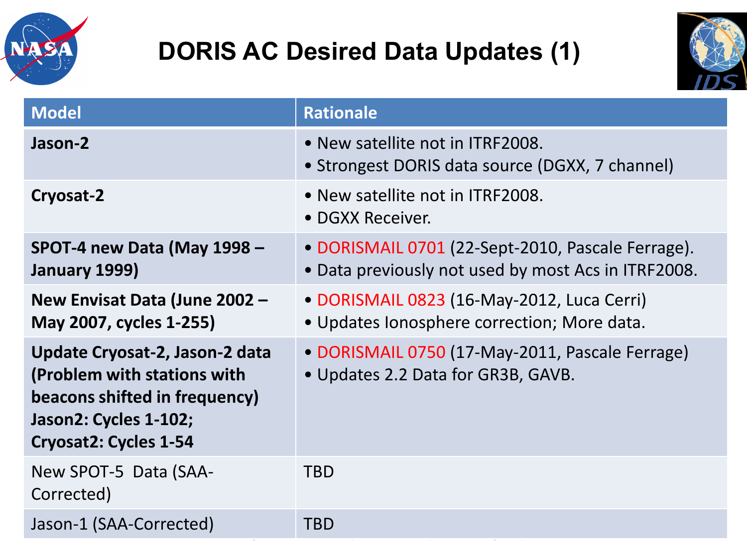# DORIS AC Desired Data Updates (1)

| Model | Rationale |
|---|---|
| **Jason-2** | • New satellite not in ITRF2008.<br>• Strongest DORIS data source (DGXX, 7 channel) |
| **Cryosat-2** | • New satellite not in ITRF2008.<br>• DGXX Receiver. |
| **SPOT-4 new Data (May 1998 – January 1999)** | • DORISMAIL 0701 (22-Sept-2010, Pascale Ferrage).<br>• Data previously not used by most Acs in ITRF2008. |
| **New Envisat Data (June 2002 – May 2007, cycles 1-255)** | • DORISMAIL 0823 (16-May-2012, Luca Cerri)<br>• Updates Ionosphere correction; More data. |
| **Update Cryosat-2, Jason-2 data (Problem with stations with beacons shifted in frequency) Jason2: Cycles 1-102; Cryosat2: Cycles 1-54** | • DORISMAIL 0750 (17-May-2011, Pascale Ferrage)<br>• Updates 2.2 Data for GR3B, GAVB. |
| New SPOT-5 Data (SAA-Corrected) | TBD |
| Jason-1 (SAA-Corrected) | TBD |